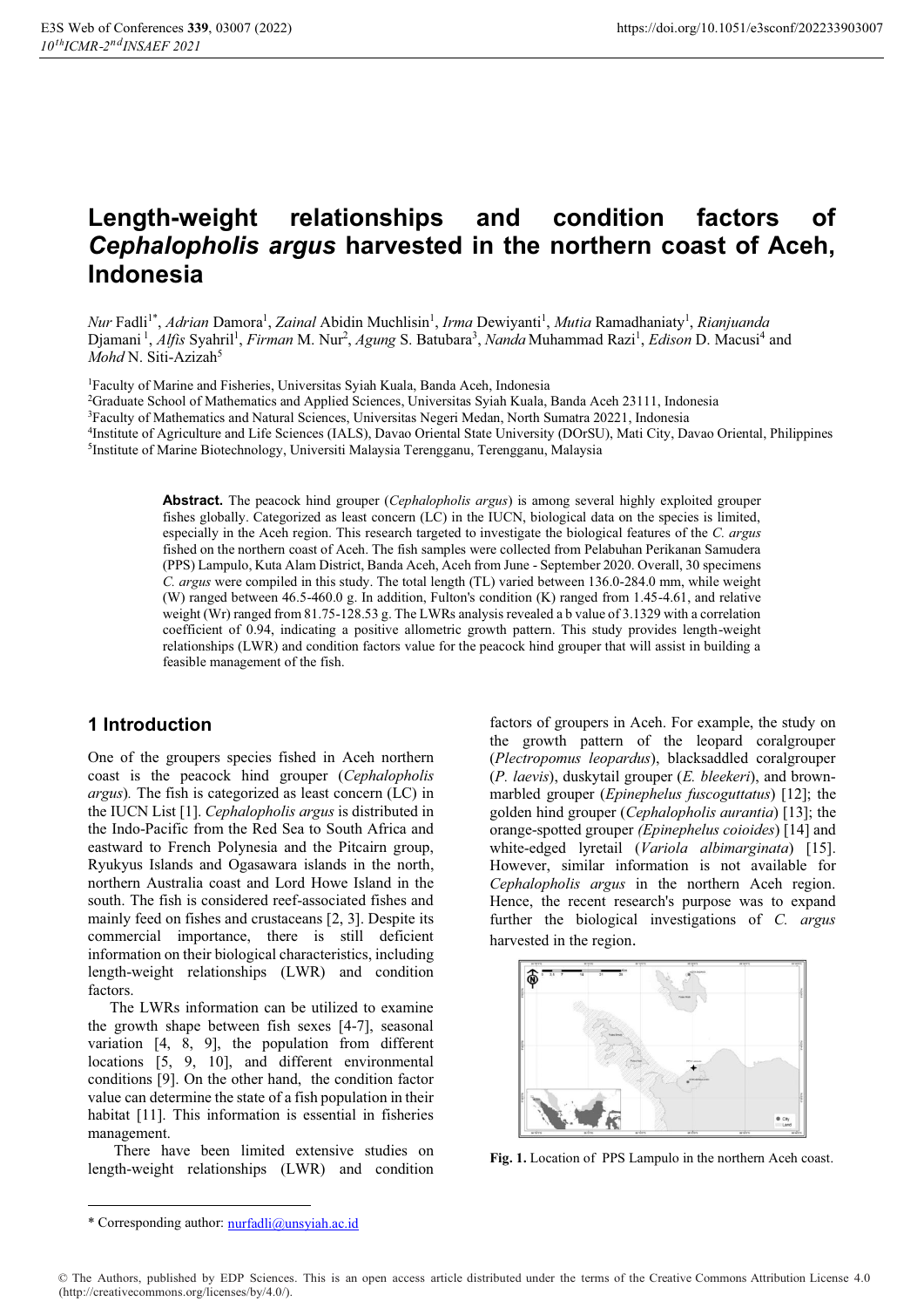# Length-weight relationships and condition factors of *Cephalopholis argus* harvested in the northern coast of Aceh, Indonesia

*Nur* Fadli[1*], *Adrian* Damora[1], *Zainal* Abidin Muchlisin[1], *Irma* Dewiyanti[1], *Mutia* Ramadhaniaty[1], *Rianjuanda* Djamani[1], *Alfis* Syahril[1], *Firman* M. Nur[2], *Agung* S. Batubara[3], *Nanda* Muhammad Razi[1], *Edison* D. Macusi[4] and *Mohd* N. Siti-Azizah[5]

[1]Faculty of Marine and Fisheries, Universitas Syiah Kuala, Banda Aceh, Indonesia
[2]Graduate School of Mathematics and Applied Sciences, Universitas Syiah Kuala, Banda Aceh 23111, Indonesia
[3]Faculty of Mathematics and Natural Sciences, Universitas Negeri Medan, North Sumatra 20221, Indonesia
[4]Institute of Agriculture and Life Sciences (IALS), Davao Oriental State University (DOrSU), Mati City, Davao Oriental, Philippines
[5]Institute of Marine Biotechnology, Universiti Malaysia Terengganu, Terengganu, Malaysia

**Abstract.** The peacock hind grouper (*Cephalopholis argus*) is among several highly exploited grouper fishes globally. Categorized as least concern (LC) in the IUCN, biological data on the species is limited, especially in the Aceh region. This research targeted to investigate the biological features of the *C. argus* fished on the northern coast of Aceh. The fish samples were collected from Pelabuhan Perikanan Samudera (PPS) Lampulo, Kuta Alam District, Banda Aceh, Aceh from June - September 2020. Overall, 30 specimens *C. argus* were compiled in this study. The total length (TL) varied between 136.0-284.0 mm, while weight (W) ranged between 46.5-460.0 g. In addition, Fulton's condition (K) ranged from 1.45-4.61, and relative weight (Wr) ranged from 81.75-128.53 g. The LWRs analysis revealed a b value of 3.1329 with a correlation coefficient of 0.94, indicating a positive allometric growth pattern. This study provides length-weight relationships (LWR) and condition factors value for the peacock hind grouper that will assist in building a feasible management of the fish.

## 1 Introduction

One of the groupers species fished in Aceh northern coast is the peacock hind grouper (*Cephalopholis argus*). The fish is categorized as least concern (LC) in the IUCN List [1]. *Cephalopholis argus* is distributed in the Indo-Pacific from the Red Sea to South Africa and eastward to French Polynesia and the Pitcairn group, Ryukyus Islands and Ogasawara islands in the north, northern Australia coast and Lord Howe Island in the south. The fish is considered reef-associated fishes and mainly feed on fishes and crustaceans [2, 3]. Despite its commercial importance, there is still deficient information on their biological characteristics, including length-weight relationships (LWR) and condition factors.

The LWRs information can be utilized to examine the growth shape between fish sexes [4-7], seasonal variation [4, 8, 9], the population from different locations [5, 9, 10], and different environmental conditions [9]. On the other hand, the condition factor value can determine the state of a fish population in their habitat [11]. This information is essential in fisheries management.

There have been limited extensive studies on length-weight relationships (LWR) and condition factors of groupers in Aceh. For example, the study on the growth pattern of the leopard coralgrouper (*Plectropomus leopardus*), blacksaddled coralgrouper (*P. laevis*), duskytail grouper (*E. bleekeri*), and brown-marbled grouper (*Epinephelus fuscoguttatus*) [12]; the golden hind grouper (*Cephalopholis aurantia*) [13]; the orange-spotted grouper (*Epinephelus coioides*) [14] and white-edged lyretail (*Variola albimarginata*) [15]. However, similar information is not available for *Cephalopholis argus* in the northern Aceh region. Hence, the recent research's purpose was to expand further the biological investigations of *C. argus* harvested in the region.

**Fig. 1.** Location of PPS Lampulo in the northern Aceh coast.

\* Corresponding author: nurfadli@unsyiah.ac.id

© The Authors, published by EDP Sciences. This is an open access article distributed under the terms of the Creative Commons Attribution License 4.0 (http://creativecommons.org/licenses/by/4.0/).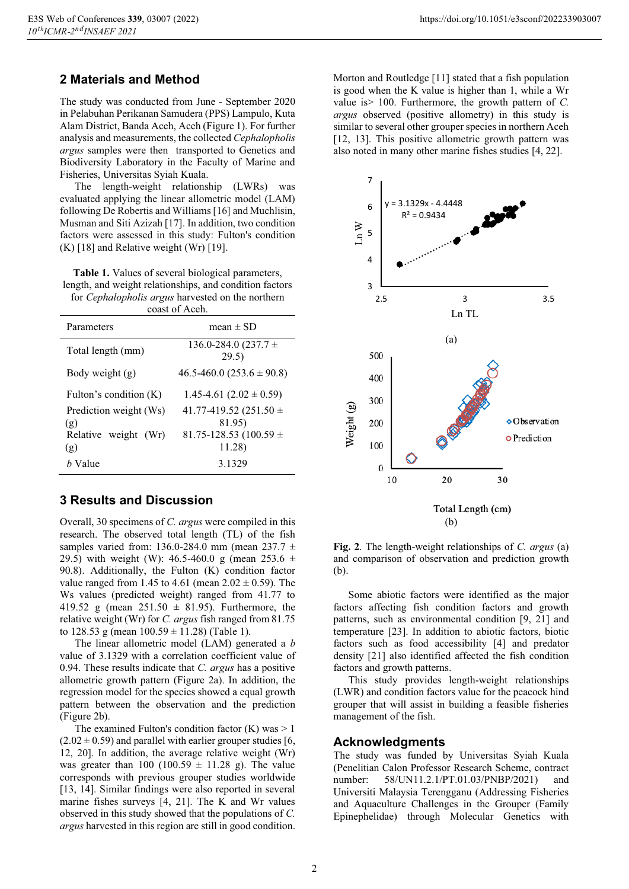## 2 Materials and Method

The study was conducted from June - September 2020 in Pelabuhan Perikanan Samudera (PPS) Lampulo, Kuta Alam District, Banda Aceh, Aceh (Figure 1). For further analysis and measurements, the collected *Cephalopholis argus* samples were then transported to Genetics and Biodiversity Laboratory in the Faculty of Marine and Fisheries, Universitas Syiah Kuala.

The length-weight relationship (LWRs) was evaluated applying the linear allometric model (LAM) following De Robertis and Williams [16] and Muchlisin, Musman and Siti Azizah [17]. In addition, two condition factors were assessed in this study: Fulton's condition (K) [18] and Relative weight (Wr) [19].

**Table 1.** Values of several biological parameters, length, and weight relationships, and condition factors for *Cephalopholis argus* harvested on the northern coast of Aceh.

| Parameters | mean ± SD |
|---|---|
| Total length (mm) | 136.0-284.0 (237.7 ± 29.5) |
| Body weight (g) | 46.5-460.0 (253.6 ± 90.8) |
| Fulton's condition (K) | 1.45-4.61 (2.02 ± 0.59) |
| Prediction weight (Ws) (g) | 41.77-419.52 (251.50 ± 81.95) |
| Relative weight (Wr) (g) | 81.75-128.53 (100.59 ± 11.28) |
| *b* Value | 3.1329 |

## 3 Results and Discussion

Overall, 30 specimens of *C. argus* were compiled in this research. The observed total length (TL) of the fish samples varied from: 136.0-284.0 mm (mean 237.7 ± 29.5) with weight (W): 46.5-460.0 g (mean 253.6 ± 90.8). Additionally, the Fulton (K) condition factor value ranged from 1.45 to 4.61 (mean 2.02 ± 0.59). The Ws values (predicted weight) ranged from 41.77 to 419.52 g (mean 251.50 ± 81.95). Furthermore, the relative weight (Wr) for *C. argus* fish ranged from 81.75 to 128.53 g (mean 100.59 ± 11.28) (Table 1).

The linear allometric model (LAM) generated a *b* value of 3.1329 with a correlation coefficient value of 0.94. These results indicate that *C. argus* has a positive allometric growth pattern (Figure 2a). In addition, the regression model for the species showed a equal growth pattern between the observation and the prediction (Figure 2b).

The examined Fulton's condition factor (K) was > 1 (2.02 ± 0.59) and parallel with earlier grouper studies [6, 12, 20]. In addition, the average relative weight (Wr) was greater than 100 (100.59 ± 11.28 g). The value corresponds with previous grouper studies worldwide [13, 14]. Similar findings were also reported in several marine fishes surveys [4, 21]. The K and Wr values observed in this study showed that the populations of *C. argus* harvested in this region are still in good condition. Morton and Routledge [11] stated that a fish population is good when the K value is higher than 1, while a Wr value is> 100. Furthermore, the growth pattern of *C. argus* observed (positive allometry) in this study is similar to several other grouper species in northern Aceh [12, 13]. This positive allometric growth pattern was also noted in many other marine fishes studies [4, 22].

**Fig. 2**. The length-weight relationships of *C. argus* (a) and comparison of observation and prediction growth (b).

Some abiotic factors were identified as the major factors affecting fish condition factors and growth patterns, such as environmental condition [9, 21] and temperature [23]. In addition to abiotic factors, biotic factors such as food accessibility [4] and predator density [21] also identified affected the fish condition factors and growth patterns.

This study provides length-weight relationships (LWR) and condition factors value for the peacock hind grouper that will assist in building a feasible fisheries management of the fish.

## Acknowledgments

The study was funded by Universitas Syiah Kuala (Penelitian Calon Professor Research Scheme, contract number: 58/UN11.2.1/PT.01.03/PNBP/2021) and Universiti Malaysia Terengganu (Addressing Fisheries and Aquaculture Challenges in the Grouper (Family Epinephelidae) through Molecular Genetics with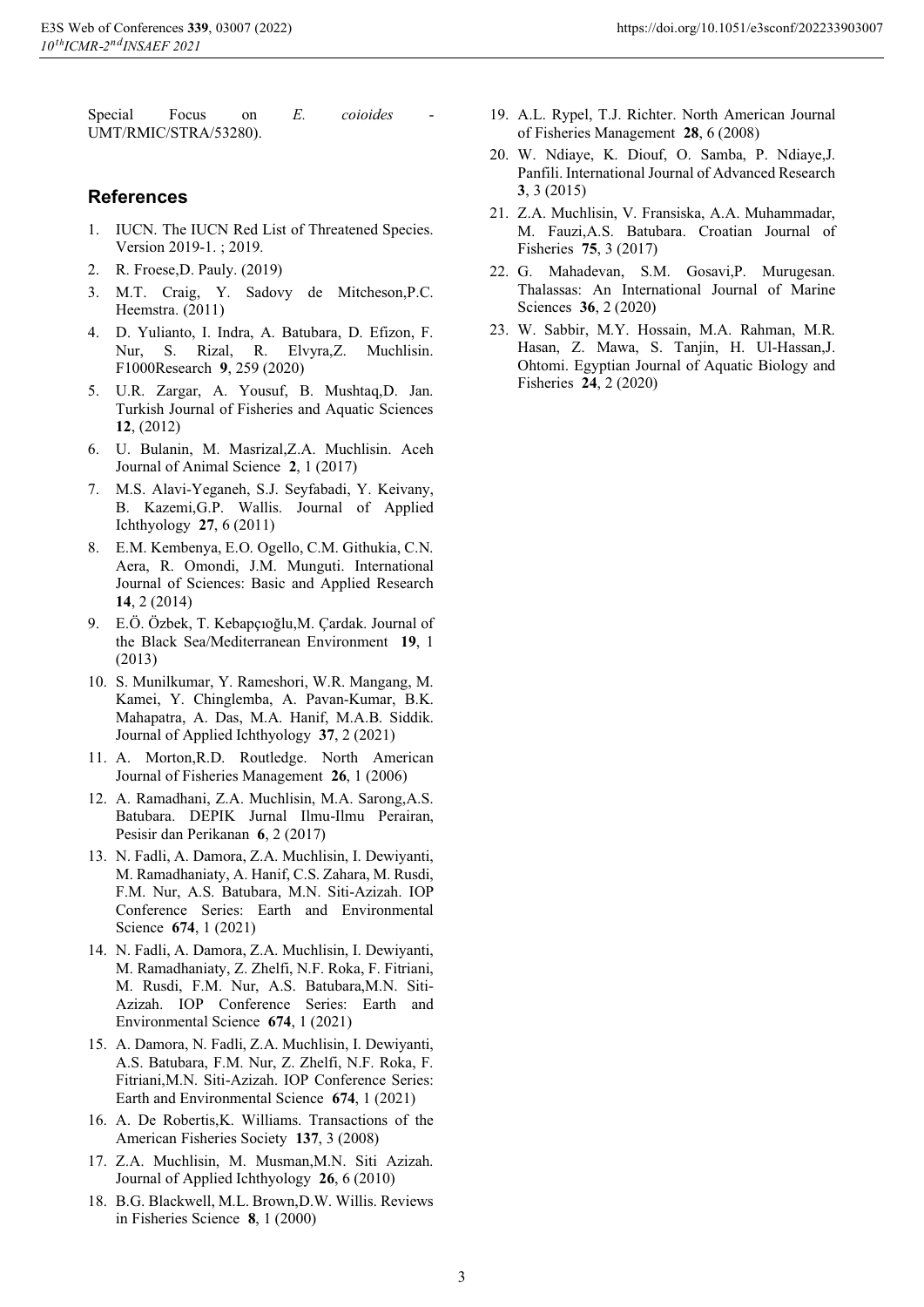Special Focus on *E. coioides* - UMT/RMIC/STRA/53280).

## References

1. IUCN. The IUCN Red List of Threatened Species. Version 2019-1. ; 2019.
2. R. Froese,D. Pauly. (2019)
3. M.T. Craig, Y. Sadovy de Mitcheson,P.C. Heemstra. (2011)
4. D. Yulianto, I. Indra, A. Batubara, D. Efizon, F. Nur, S. Rizal, R. Elvyra,Z. Muchlisin. F1000Research **9**, 259 (2020)
5. U.R. Zargar, A. Yousuf, B. Mushtaq,D. Jan. Turkish Journal of Fisheries and Aquatic Sciences **12**, (2012)
6. U. Bulanin, M. Masrizal,Z.A. Muchlisin. Aceh Journal of Animal Science **2**, 1 (2017)
7. M.S. Alavi-Yeganeh, S.J. Seyfabadi, Y. Keivany, B. Kazemi,G.P. Wallis. Journal of Applied Ichthyology **27**, 6 (2011)
8. E.M. Kembenya, E.O. Ogello, C.M. Githukia, C.N. Aera, R. Omondi, J.M. Munguti. International Journal of Sciences: Basic and Applied Research **14**, 2 (2014)
9. E.Ö. Özbek, T. Kebapçıoğlu,M. Çardak. Journal of the Black Sea/Mediterranean Environment **19**, 1 (2013)
10. S. Munilkumar, Y. Rameshori, W.R. Mangang, M. Kamei, Y. Chinglemba, A. Pavan-Kumar, B.K. Mahapatra, A. Das, M.A. Hanif, M.A.B. Siddik. Journal of Applied Ichthyology **37**, 2 (2021)
11. A. Morton,R.D. Routledge. North American Journal of Fisheries Management **26**, 1 (2006)
12. A. Ramadhani, Z.A. Muchlisin, M.A. Sarong,A.S. Batubara. DEPIK Jurnal Ilmu-Ilmu Perairan, Pesisir dan Perikanan **6**, 2 (2017)
13. N. Fadli, A. Damora, Z.A. Muchlisin, I. Dewiyanti, M. Ramadhaniaty, A. Hanif, C.S. Zahara, M. Rusdi, F.M. Nur, A.S. Batubara, M.N. Siti-Azizah. IOP Conference Series: Earth and Environmental Science **674**, 1 (2021)
14. N. Fadli, A. Damora, Z.A. Muchlisin, I. Dewiyanti, M. Ramadhaniaty, Z. Zhelfi, N.F. Roka, F. Fitriani, M. Rusdi, F.M. Nur, A.S. Batubara,M.N. Siti-Azizah. IOP Conference Series: Earth and Environmental Science **674**, 1 (2021)
15. A. Damora, N. Fadli, Z.A. Muchlisin, I. Dewiyanti, A.S. Batubara, F.M. Nur, Z. Zhelfi, N.F. Roka, F. Fitriani,M.N. Siti-Azizah. IOP Conference Series: Earth and Environmental Science **674**, 1 (2021)
16. A. De Robertis,K. Williams. Transactions of the American Fisheries Society **137**, 3 (2008)
17. Z.A. Muchlisin, M. Musman,M.N. Siti Azizah. Journal of Applied Ichthyology **26**, 6 (2010)
18. B.G. Blackwell, M.L. Brown,D.W. Willis. Reviews in Fisheries Science **8**, 1 (2000)
19. A.L. Rypel, T.J. Richter. North American Journal of Fisheries Management **28**, 6 (2008)
20. W. Ndiaye, K. Diouf, O. Samba, P. Ndiaye,J. Panfili. International Journal of Advanced Research **3**, 3 (2015)
21. Z.A. Muchlisin, V. Fransiska, A.A. Muhammadar, M. Fauzi,A.S. Batubara. Croatian Journal of Fisheries **75**, 3 (2017)
22. G. Mahadevan, S.M. Gosavi,P. Murugesan. Thalassas: An International Journal of Marine Sciences **36**, 2 (2020)
23. W. Sabbir, M.Y. Hossain, M.A. Rahman, M.R. Hasan, Z. Mawa, S. Tanjin, H. Ul-Hassan,J. Ohtomi. Egyptian Journal of Aquatic Biology and Fisheries **24**, 2 (2020)